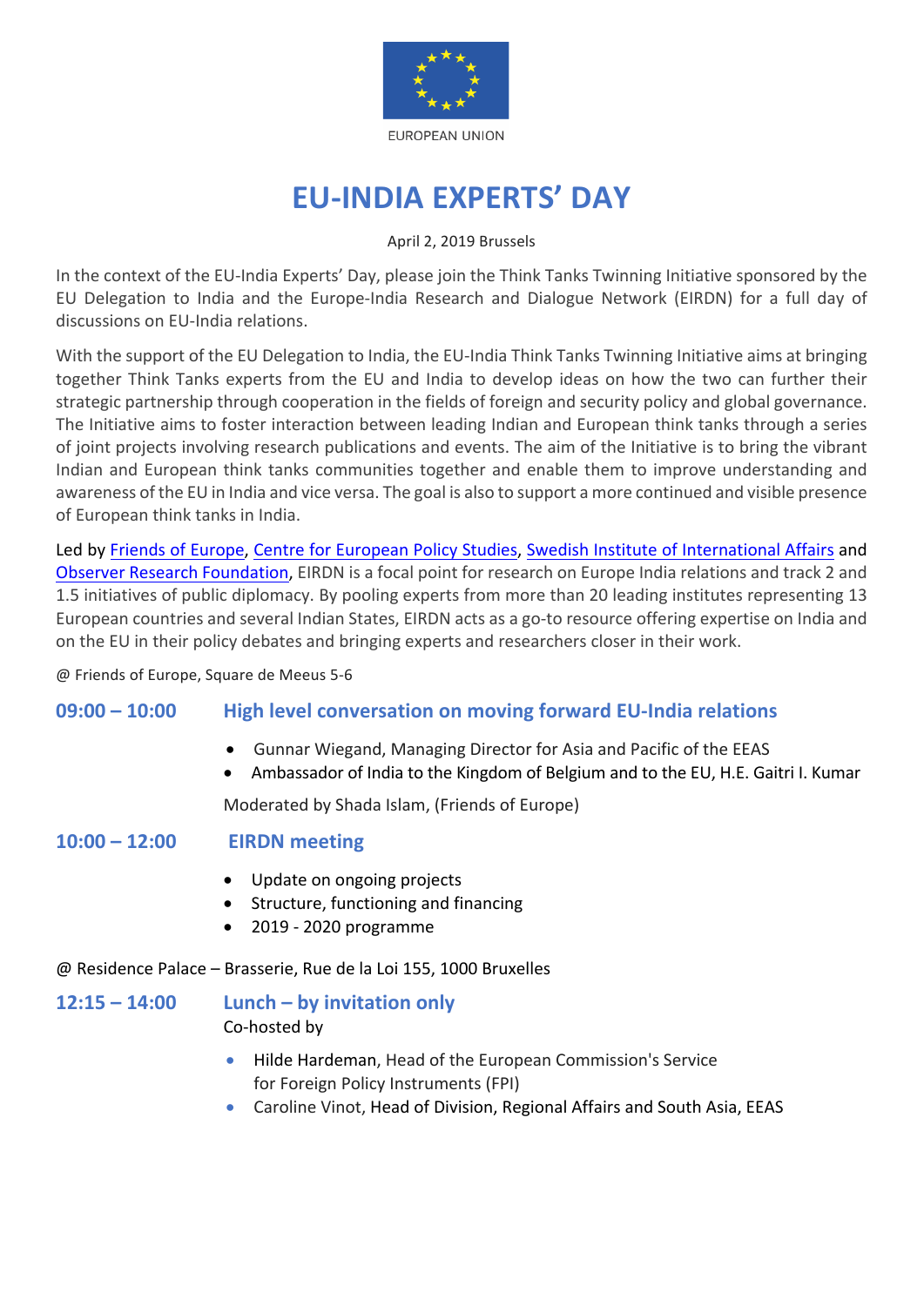EUROPEAN UNION

# EU-INDIA EXPERTS' DAY

April 2, 2019 Brussels

In the context of the EU-India Experts' Day, please join the Think Tanks Twinning Initiative sponsored by the EU Delegation to India and the Europe-India Research and Dialogue Network (EIRDN) for a full day of discussions on EU-India relations.

With the support of the EU Delegation to India, the EU-India Think Tanks Twinning Initiative aims at bringing together Think Tanks experts from the EU and India to develop ideas on how the two can further their strategic partnership through cooperation in the fields of foreign and security policy and global governance. The Initiative aims to foster interaction between leading Indian and European think tanks through a series of joint projects involving research publications and events. The aim of the Initiative is to bring the vibrant Indian and European think tanks communities together and enable them to improve understanding and awareness of the EU in India and vice versa. The goal is also to support a more continued and visible presence of European think tanks in India.

Led by Friends of Europe, Centre for European Policy Studies, Swedish Institute of International Affairs and Observer Research Foundation, EIRDN is a focal point for research on Europe India relations and track 2 and 1.5 initiatives of public diplomacy. By pooling experts from more than 20 leading institutes representing 13 European countries and several Indian States, EIRDN acts as a go-to resource offering expertise on India and on the EU in their policy debates and bringing experts and researchers closer in their work.

@ Friends of Europe, Square de Meeus 5-6

## 09:00 – 10:00 High level conversation on moving forward EU-India relations

- Gunnar Wiegand, Managing Director for Asia and Pacific of the EEAS
- Ambassador of India to the Kingdom of Belgium and to the EU, H.E. Gaitri I. Kumar

Moderated by Shada Islam, (Friends of Europe)

## 10:00 – 12:00 EIRDN meeting

- Update on ongoing projects
- Structure, functioning and financing
- 2019 - 2020 programme

@ Residence Palace – Brasserie, Rue de la Loi 155, 1000 Bruxelles

## 12:15 – 14:00 Lunch – by invitation only

Co-hosted by

- Hilde Hardeman, Head of the European Commission's Service for Foreign Policy Instruments (FPI)
- Caroline Vinot, Head of Division, Regional Affairs and South Asia, EEAS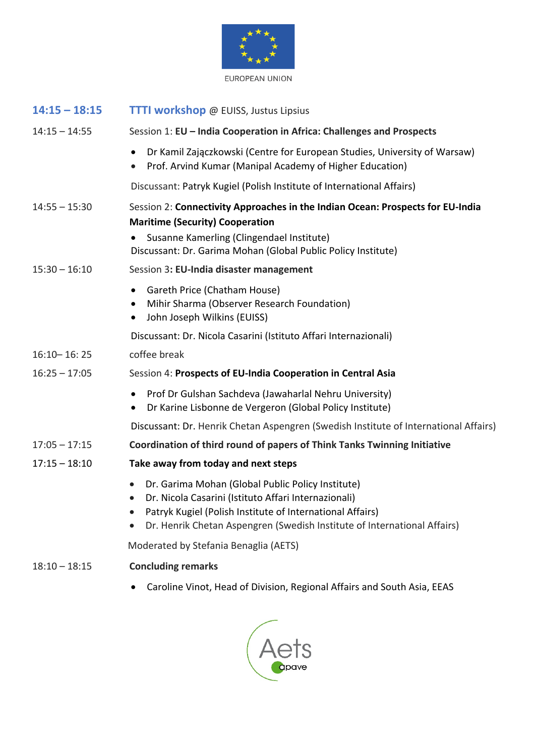EUROPEAN UNION

**14:15 – 18:15** **TTTI workshop** @ EUISS, Justus Lipsius

14:15 – 14:55 Session 1: **EU – India Cooperation in Africa: Challenges and Prospects**

- Dr Kamil Zajączkowski (Centre for European Studies, University of Warsaw)
- Prof. Arvind Kumar (Manipal Academy of Higher Education)

Discussant: Patryk Kugiel (Polish Institute of International Affairs)

14:55 – 15:30 Session 2: **Connectivity Approaches in the Indian Ocean: Prospects for EU-India Maritime (Security) Cooperation**

- Susanne Kamerling (Clingendael Institute)

Discussant: Dr. Garima Mohan (Global Public Policy Institute)

15:30 – 16:10 Session 3**: EU-India disaster management**

- Gareth Price (Chatham House)
- Mihir Sharma (Observer Research Foundation)
- John Joseph Wilkins (EUISS)

Discussant: Dr. Nicola Casarini (Istituto Affari Internazionali)

16:10– 16: 25 coffee break

16:25 – 17:05 Session 4: **Prospects of EU-India Cooperation in Central Asia**

- Prof Dr Gulshan Sachdeva (Jawaharlal Nehru University)
- Dr Karine Lisbonne de Vergeron (Global Policy Institute)

Discussant: Dr. Henrik Chetan Aspengren (Swedish Institute of International Affairs)

17:05 – 17:15 **Coordination of third round of papers of Think Tanks Twinning Initiative**

17:15 – 18:10 **Take away from today and next steps**

- Dr. Garima Mohan (Global Public Policy Institute)
- Dr. Nicola Casarini (Istituto Affari Internazionali)
- Patryk Kugiel (Polish Institute of International Affairs)
- Dr. Henrik Chetan Aspengren (Swedish Institute of International Affairs)

Moderated by Stefania Benaglia (AETS)

18:10 – 18:15 **Concluding remarks**

- Caroline Vinot, Head of Division, Regional Affairs and South Asia, EEAS

Aets apave